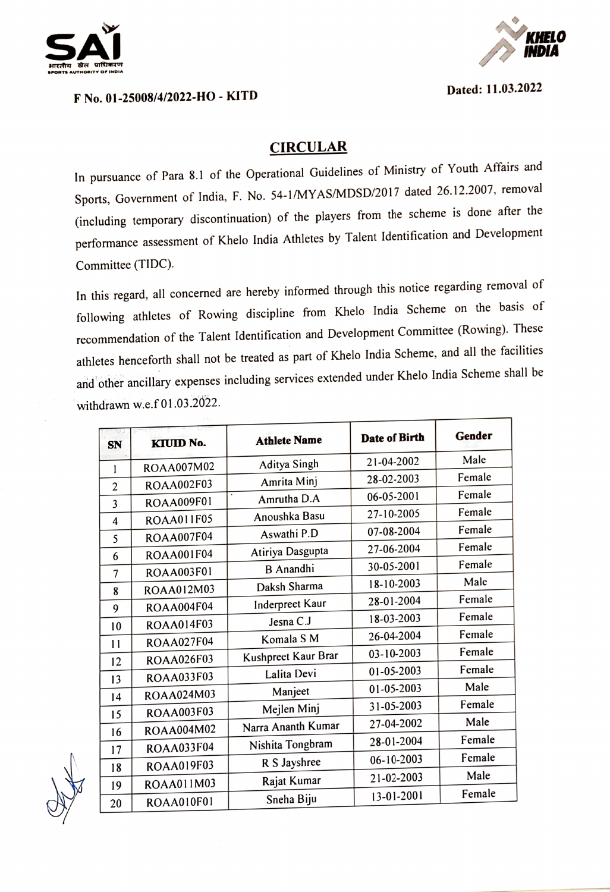F No. 01-25008/4/2022-HO - KITD

Dated: 11.03.2022

## CIRCULAR

In pursuance of Para 8.1 of the Operational Guidelines of Ministry of Youth Affairs and Sports, Government of India, F. No. 54-1/MYAS/MDSD/2017 dated 26.12.2007, removal (including temporary discontinuation) of the players from the scheme is done after the performance assessment of Khelo India Athletes by Talent Identification and Development Committee (TIDC).

In this regard, all concerned are hereby informed through this notice regarding removal of following athletes of Rowing discipline from Khelo India Scheme on the basis of recommendation of the Talent Identification and Development Committee (Rowing). These athletes henceforth shall not be treated as part of Khelo India Scheme, and all the facilities and other ancillary expenses including services extended under Khelo India Scheme shall be withdrawn w.e.f 01.03.2022.

| SN | KIUID No. | Athlete Name | Date of Birth | Gender |
|---|---|---|---|---|
| 1 | ROAA007M02 | Aditya Singh | 21-04-2002 | Male |
| 2 | ROAA002F03 | Amrita Minj | 28-02-2003 | Female |
| 3 | ROAA009F01 | Amrutha D.A | 06-05-2001 | Female |
| 4 | ROAA011F05 | Anoushka Basu | 27-10-2005 | Female |
| 5 | ROAA007F04 | Aswathi P.D | 07-08-2004 | Female |
| 6 | ROAA001F04 | Atiriya Dasgupta | 27-06-2004 | Female |
| 7 | ROAA003F01 | B Anandhi | 30-05-2001 | Female |
| 8 | ROAA012M03 | Daksh Sharma | 18-10-2003 | Male |
| 9 | ROAA004F04 | Inderpreet Kaur | 28-01-2004 | Female |
| 10 | ROAA014F03 | Jesna C.J | 18-03-2003 | Female |
| 11 | ROAA027F04 | Komala S M | 26-04-2004 | Female |
| 12 | ROAA026F03 | Kushpreet Kaur Brar | 03-10-2003 | Female |
| 13 | ROAA033F03 | Lalita Devi | 01-05-2003 | Female |
| 14 | ROAA024M03 | Manjeet | 01-05-2003 | Male |
| 15 | ROAA003F03 | Mejlen Minj | 31-05-2003 | Female |
| 16 | ROAA004M02 | Narra Ananth Kumar | 27-04-2002 | Male |
| 17 | ROAA033F04 | Nishita Tongbram | 28-01-2004 | Female |
| 18 | ROAA019F03 | R S Jayshree | 06-10-2003 | Female |
| 19 | ROAA011M03 | Rajat Kumar | 21-02-2003 | Male |
| 20 | ROAA010F01 | Sneha Biju | 13-01-2001 | Female |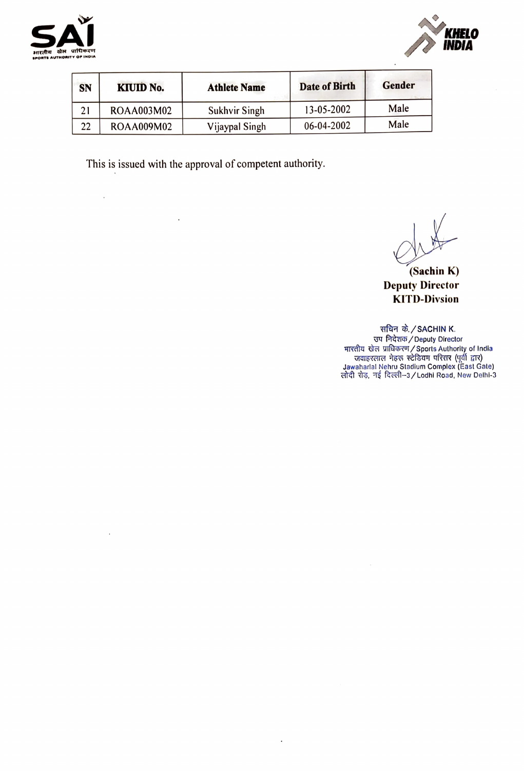| SN | KIUID No. | Athlete Name | Date of Birth | Gender |
|---|---|---|---|---|
| 21 | ROAA003M02 | Sukhvir Singh | 13-05-2002 | Male |
| 22 | ROAA009M02 | Vijaypal Singh | 06-04-2002 | Male |

This is issued with the approval of competent authority.

**(Sachin K)**
**Deputy Director**
**KITD-Divsion**

सचिन के. / SACHIN K.
उप निदेशक / Deputy Director
भारतीय खेल प्राधिकरण / Sports Authority of India
जवाहरलाल नेहरू स्टेडियम परिसर (पूर्वी द्वार)
Jawaharlal Nehru Stadium Complex (East Gate)
लोदी रोड, नई दिल्ली-3 / Lodhi Road, New Delhi-3